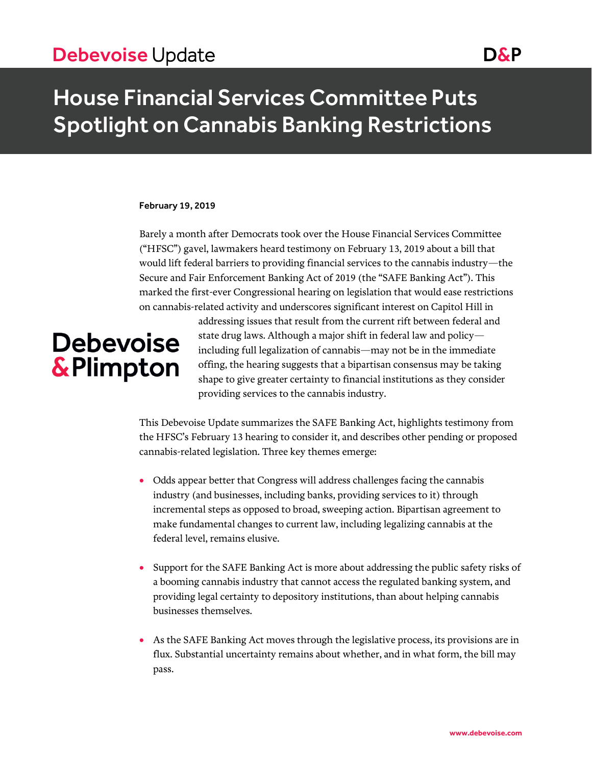# House Financial Services Committee Puts Spotlight on Cannabis Banking Restrictions

**February 19, 2019**

Barely a month after Democrats took over the House Financial Services Committee ("HFSC") gavel, lawmakers heard testimony on February 13, 2019 about a bill that would lift federal barriers to providing financial services to the cannabis industry—the Secure and Fair Enforcement Banking Act of 2019 (the "SAFE Banking Act"). This marked the first-ever Congressional hearing on legislation that would ease restrictions on cannabis-related activity and underscores significant interest on Capitol Hill in addressing issues that result from the current rift between federal and state drug laws. Although a major shift in federal law and policy—including full legalization of cannabis—may not be in the immediate offing, the hearing suggests that a bipartisan consensus may be taking shape to give greater certainty to financial institutions as they consider providing services to the cannabis industry.

This Debevoise Update summarizes the SAFE Banking Act, highlights testimony from the HFSC's February 13 hearing to consider it, and describes other pending or proposed cannabis-related legislation. Three key themes emerge:

- Odds appear better that Congress will address challenges facing the cannabis industry (and businesses, including banks, providing services to it) through incremental steps as opposed to broad, sweeping action. Bipartisan agreement to make fundamental changes to current law, including legalizing cannabis at the federal level, remains elusive.
- Support for the SAFE Banking Act is more about addressing the public safety risks of a booming cannabis industry that cannot access the regulated banking system, and providing legal certainty to depository institutions, than about helping cannabis businesses themselves.
- As the SAFE Banking Act moves through the legislative process, its provisions are in flux. Substantial uncertainty remains about whether, and in what form, the bill may pass.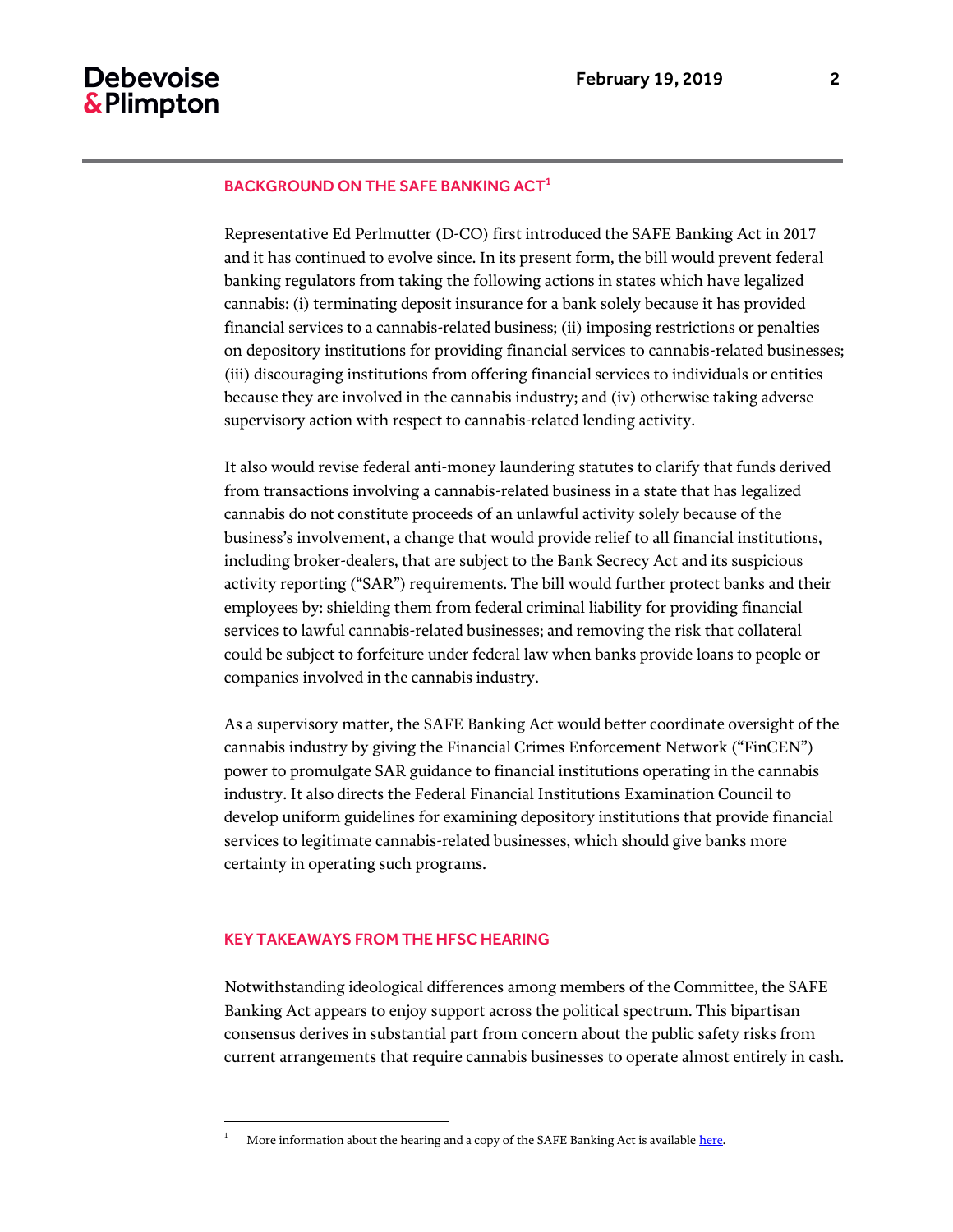## BACKGROUND ON THE SAFE BANKING ACT[1]

Representative Ed Perlmutter (D-CO) first introduced the SAFE Banking Act in 2017 and it has continued to evolve since. In its present form, the bill would prevent federal banking regulators from taking the following actions in states which have legalized cannabis: (i) terminating deposit insurance for a bank solely because it has provided financial services to a cannabis-related business; (ii) imposing restrictions or penalties on depository institutions for providing financial services to cannabis-related businesses; (iii) discouraging institutions from offering financial services to individuals or entities because they are involved in the cannabis industry; and (iv) otherwise taking adverse supervisory action with respect to cannabis-related lending activity.

It also would revise federal anti-money laundering statutes to clarify that funds derived from transactions involving a cannabis-related business in a state that has legalized cannabis do not constitute proceeds of an unlawful activity solely because of the business's involvement, a change that would provide relief to all financial institutions, including broker-dealers, that are subject to the Bank Secrecy Act and its suspicious activity reporting ("SAR") requirements. The bill would further protect banks and their employees by: shielding them from federal criminal liability for providing financial services to lawful cannabis-related businesses; and removing the risk that collateral could be subject to forfeiture under federal law when banks provide loans to people or companies involved in the cannabis industry.

As a supervisory matter, the SAFE Banking Act would better coordinate oversight of the cannabis industry by giving the Financial Crimes Enforcement Network ("FinCEN") power to promulgate SAR guidance to financial institutions operating in the cannabis industry. It also directs the Federal Financial Institutions Examination Council to develop uniform guidelines for examining depository institutions that provide financial services to legitimate cannabis-related businesses, which should give banks more certainty in operating such programs.

## KEY TAKEAWAYS FROM THE HFSC HEARING

Notwithstanding ideological differences among members of the Committee, the SAFE Banking Act appears to enjoy support across the political spectrum. This bipartisan consensus derives in substantial part from concern about the public safety risks from current arrangements that require cannabis businesses to operate almost entirely in cash.

---

[1] More information about the hearing and a copy of the SAFE Banking Act is available here.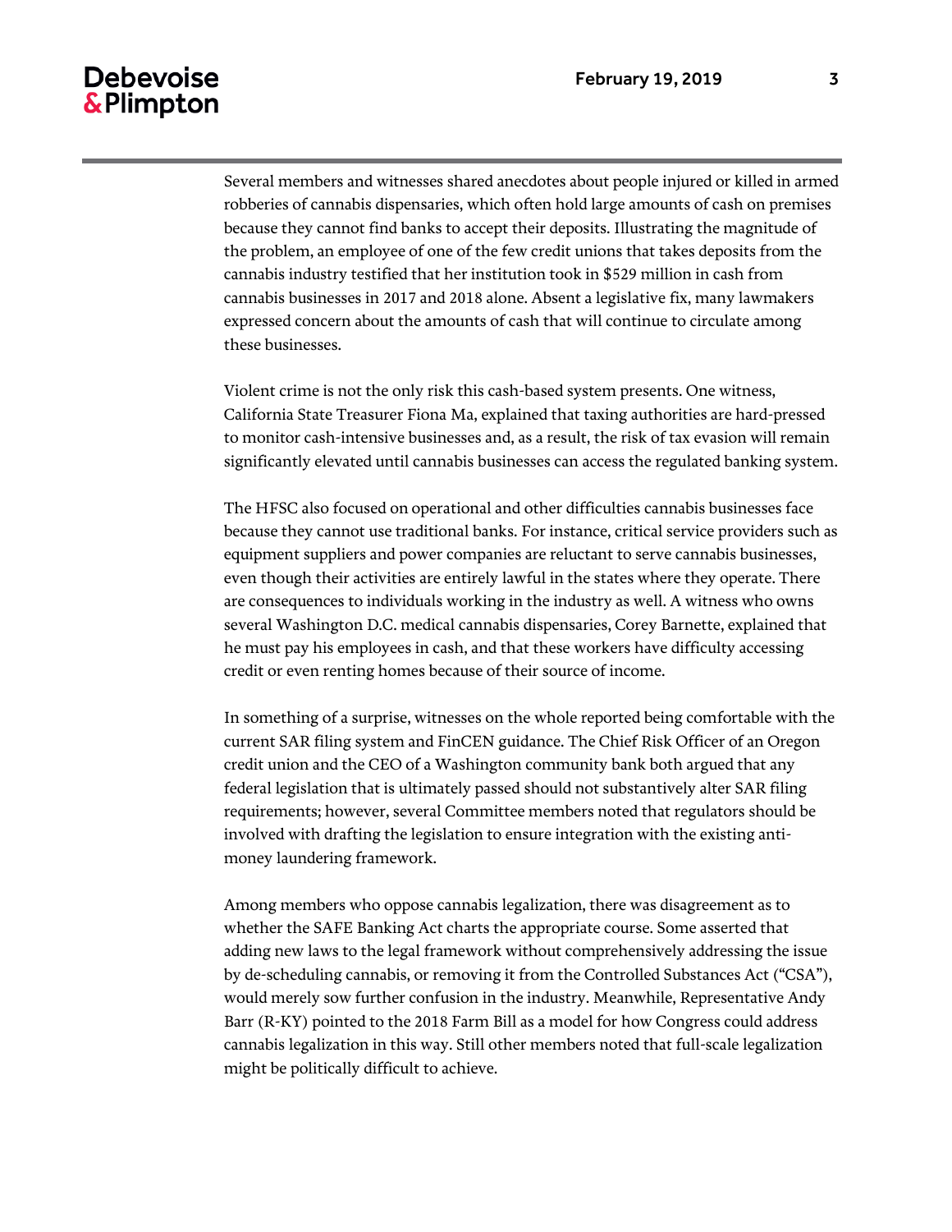Several members and witnesses shared anecdotes about people injured or killed in armed robberies of cannabis dispensaries, which often hold large amounts of cash on premises because they cannot find banks to accept their deposits. Illustrating the magnitude of the problem, an employee of one of the few credit unions that takes deposits from the cannabis industry testified that her institution took in $529 million in cash from cannabis businesses in 2017 and 2018 alone. Absent a legislative fix, many lawmakers expressed concern about the amounts of cash that will continue to circulate among these businesses.

Violent crime is not the only risk this cash-based system presents. One witness, California State Treasurer Fiona Ma, explained that taxing authorities are hard-pressed to monitor cash-intensive businesses and, as a result, the risk of tax evasion will remain significantly elevated until cannabis businesses can access the regulated banking system.

The HFSC also focused on operational and other difficulties cannabis businesses face because they cannot use traditional banks. For instance, critical service providers such as equipment suppliers and power companies are reluctant to serve cannabis businesses, even though their activities are entirely lawful in the states where they operate. There are consequences to individuals working in the industry as well. A witness who owns several Washington D.C. medical cannabis dispensaries, Corey Barnette, explained that he must pay his employees in cash, and that these workers have difficulty accessing credit or even renting homes because of their source of income.

In something of a surprise, witnesses on the whole reported being comfortable with the current SAR filing system and FinCEN guidance. The Chief Risk Officer of an Oregon credit union and the CEO of a Washington community bank both argued that any federal legislation that is ultimately passed should not substantively alter SAR filing requirements; however, several Committee members noted that regulators should be involved with drafting the legislation to ensure integration with the existing anti-money laundering framework.

Among members who oppose cannabis legalization, there was disagreement as to whether the SAFE Banking Act charts the appropriate course. Some asserted that adding new laws to the legal framework without comprehensively addressing the issue by de-scheduling cannabis, or removing it from the Controlled Substances Act ("CSA"), would merely sow further confusion in the industry. Meanwhile, Representative Andy Barr (R-KY) pointed to the 2018 Farm Bill as a model for how Congress could address cannabis legalization in this way. Still other members noted that full-scale legalization might be politically difficult to achieve.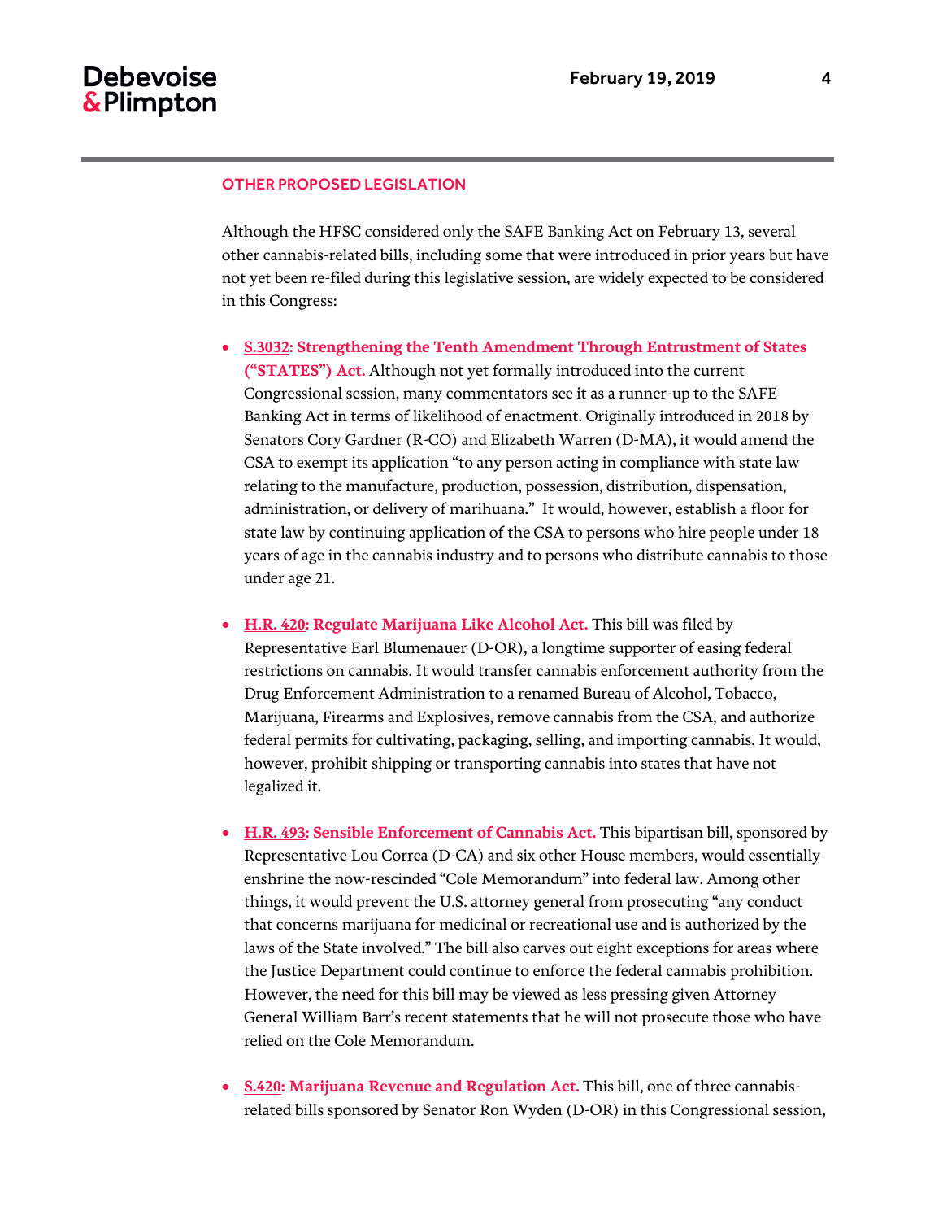## OTHER PROPOSED LEGISLATION

Although the HFSC considered only the SAFE Banking Act on February 13, several other cannabis-related bills, including some that were introduced in prior years but have not yet been re-filed during this legislative session, are widely expected to be considered in this Congress:

- **S.3032: Strengthening the Tenth Amendment Through Entrustment of States ("STATES") Act.** Although not yet formally introduced into the current Congressional session, many commentators see it as a runner-up to the SAFE Banking Act in terms of likelihood of enactment. Originally introduced in 2018 by Senators Cory Gardner (R-CO) and Elizabeth Warren (D-MA), it would amend the CSA to exempt its application "to any person acting in compliance with state law relating to the manufacture, production, possession, distribution, dispensation, administration, or delivery of marihuana." It would, however, establish a floor for state law by continuing application of the CSA to persons who hire people under 18 years of age in the cannabis industry and to persons who distribute cannabis to those under age 21.

- **H.R. 420: Regulate Marijuana Like Alcohol Act.** This bill was filed by Representative Earl Blumenauer (D-OR), a longtime supporter of easing federal restrictions on cannabis. It would transfer cannabis enforcement authority from the Drug Enforcement Administration to a renamed Bureau of Alcohol, Tobacco, Marijuana, Firearms and Explosives, remove cannabis from the CSA, and authorize federal permits for cultivating, packaging, selling, and importing cannabis. It would, however, prohibit shipping or transporting cannabis into states that have not legalized it.

- **H.R. 493: Sensible Enforcement of Cannabis Act.** This bipartisan bill, sponsored by Representative Lou Correa (D-CA) and six other House members, would essentially enshrine the now-rescinded "Cole Memorandum" into federal law. Among other things, it would prevent the U.S. attorney general from prosecuting "any conduct that concerns marijuana for medicinal or recreational use and is authorized by the laws of the State involved." The bill also carves out eight exceptions for areas where the Justice Department could continue to enforce the federal cannabis prohibition. However, the need for this bill may be viewed as less pressing given Attorney General William Barr's recent statements that he will not prosecute those who have relied on the Cole Memorandum.

- **S.420: Marijuana Revenue and Regulation Act.** This bill, one of three cannabis-related bills sponsored by Senator Ron Wyden (D-OR) in this Congressional session,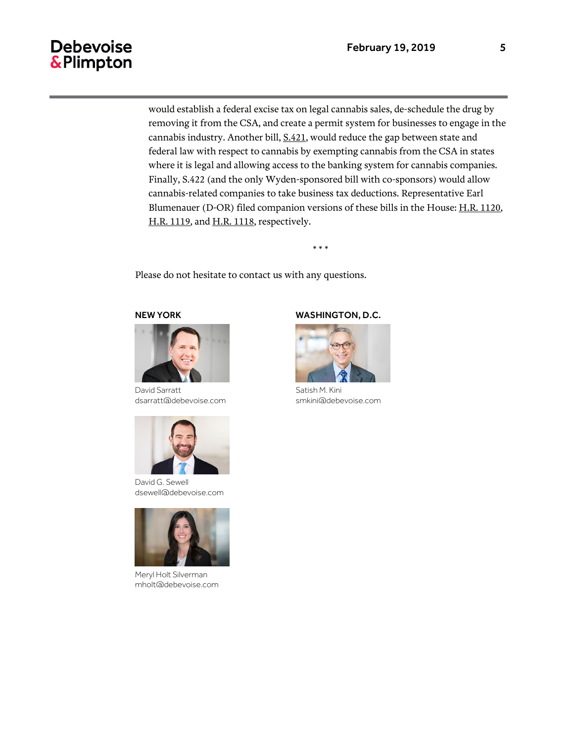would establish a federal excise tax on legal cannabis sales, de-schedule the drug by removing it from the CSA, and create a permit system for businesses to engage in the cannabis industry. Another bill, S.421, would reduce the gap between state and federal law with respect to cannabis by exempting cannabis from the CSA in states where it is legal and allowing access to the banking system for cannabis companies. Finally, S.422 (and the only Wyden-sponsored bill with co-sponsors) would allow cannabis-related companies to take business tax deductions. Representative Earl Blumenauer (D-OR) filed companion versions of these bills in the House: H.R. 1120, H.R. 1119, and H.R. 1118, respectively.

\* \* \*

Please do not hesitate to contact us with any questions.

**NEW YORK**

David Sarratt
dsarratt@debevoise.com

David G. Sewell
dsewell@debevoise.com

Meryl Holt Silverman
mholt@debevoise.com

**WASHINGTON, D.C.**

Satish M. Kini
smkini@debevoise.com